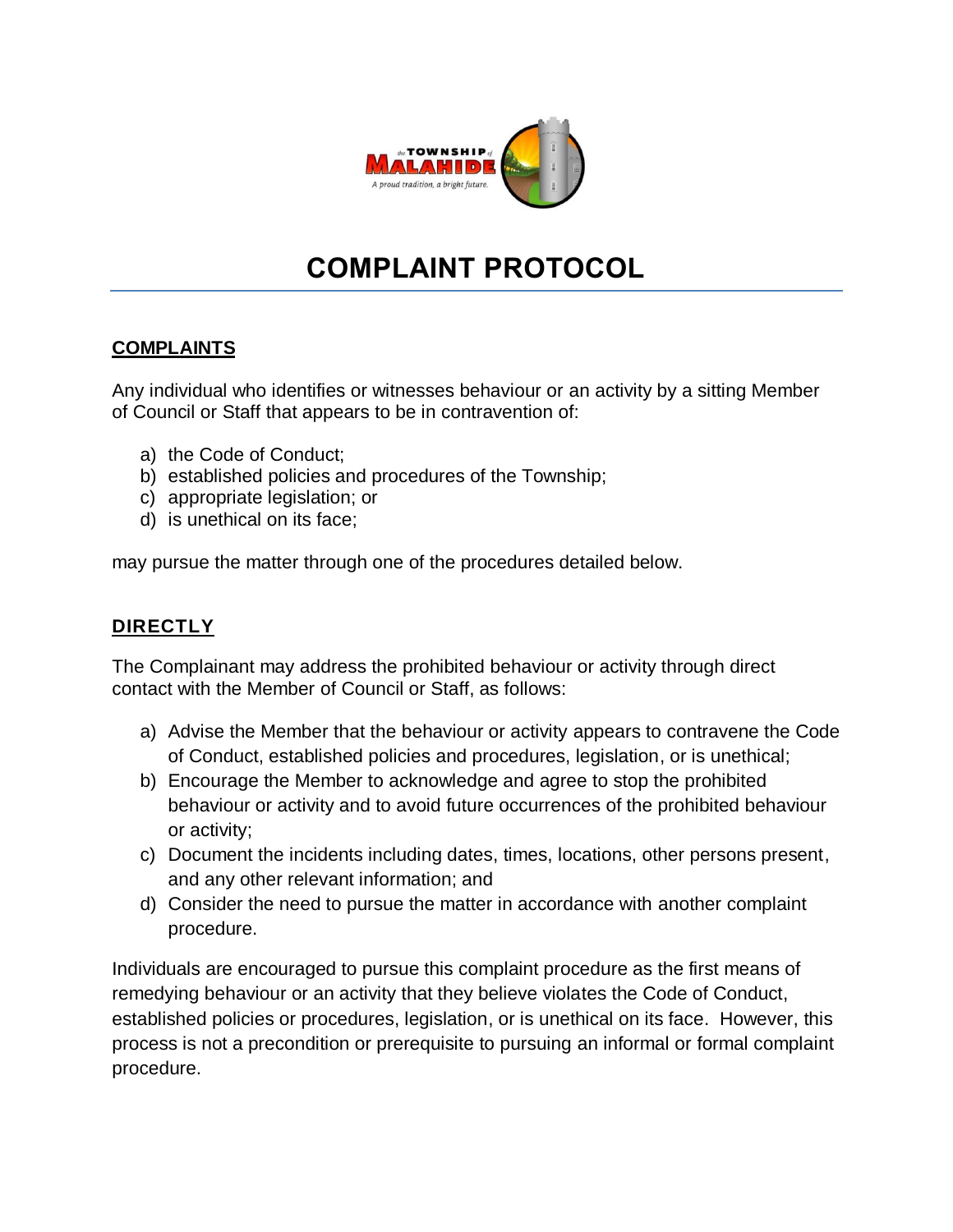# COMPLAINT PROTOCOL

## COMPLAINTS

Any individual who identifies or witnesses behaviour or an activity by a sitting Member of Council or Staff that appears to be in contravention of:

a) the Code of Conduct;
b) established policies and procedures of the Township;
c) appropriate legislation; or
d) is unethical on its face;

may pursue the matter through one of the procedures detailed below.

## DIRECTLY

The Complainant may address the prohibited behaviour or activity through direct contact with the Member of Council or Staff, as follows:

a) Advise the Member that the behaviour or activity appears to contravene the Code of Conduct, established policies and procedures, legislation, or is unethical;
b) Encourage the Member to acknowledge and agree to stop the prohibited behaviour or activity and to avoid future occurrences of the prohibited behaviour or activity;
c) Document the incidents including dates, times, locations, other persons present, and any other relevant information; and
d) Consider the need to pursue the matter in accordance with another complaint procedure.

Individuals are encouraged to pursue this complaint procedure as the first means of remedying behaviour or an activity that they believe violates the Code of Conduct, established policies or procedures, legislation, or is unethical on its face. However, this process is not a precondition or prerequisite to pursuing an informal or formal complaint procedure.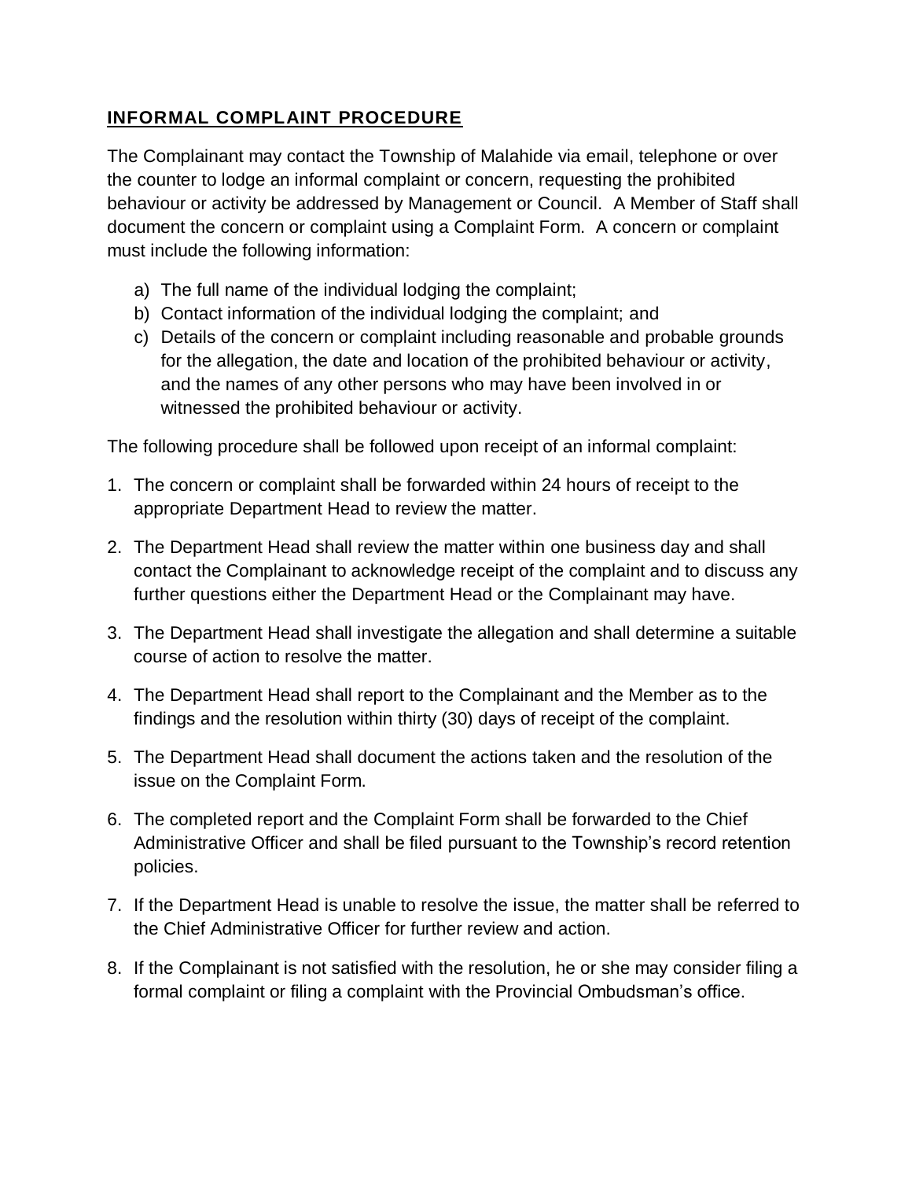## **INFORMAL COMPLAINT PROCEDURE**

The Complainant may contact the Township of Malahide via email, telephone or over the counter to lodge an informal complaint or concern, requesting the prohibited behaviour or activity be addressed by Management or Council. A Member of Staff shall document the concern or complaint using a Complaint Form. A concern or complaint must include the following information:

a) The full name of the individual lodging the complaint;
b) Contact information of the individual lodging the complaint; and
c) Details of the concern or complaint including reasonable and probable grounds for the allegation, the date and location of the prohibited behaviour or activity, and the names of any other persons who may have been involved in or witnessed the prohibited behaviour or activity.

The following procedure shall be followed upon receipt of an informal complaint:

1. The concern or complaint shall be forwarded within 24 hours of receipt to the appropriate Department Head to review the matter.

2. The Department Head shall review the matter within one business day and shall contact the Complainant to acknowledge receipt of the complaint and to discuss any further questions either the Department Head or the Complainant may have.

3. The Department Head shall investigate the allegation and shall determine a suitable course of action to resolve the matter.

4. The Department Head shall report to the Complainant and the Member as to the findings and the resolution within thirty (30) days of receipt of the complaint.

5. The Department Head shall document the actions taken and the resolution of the issue on the Complaint Form.

6. The completed report and the Complaint Form shall be forwarded to the Chief Administrative Officer and shall be filed pursuant to the Township's record retention policies.

7. If the Department Head is unable to resolve the issue, the matter shall be referred to the Chief Administrative Officer for further review and action.

8. If the Complainant is not satisfied with the resolution, he or she may consider filing a formal complaint or filing a complaint with the Provincial Ombudsman's office.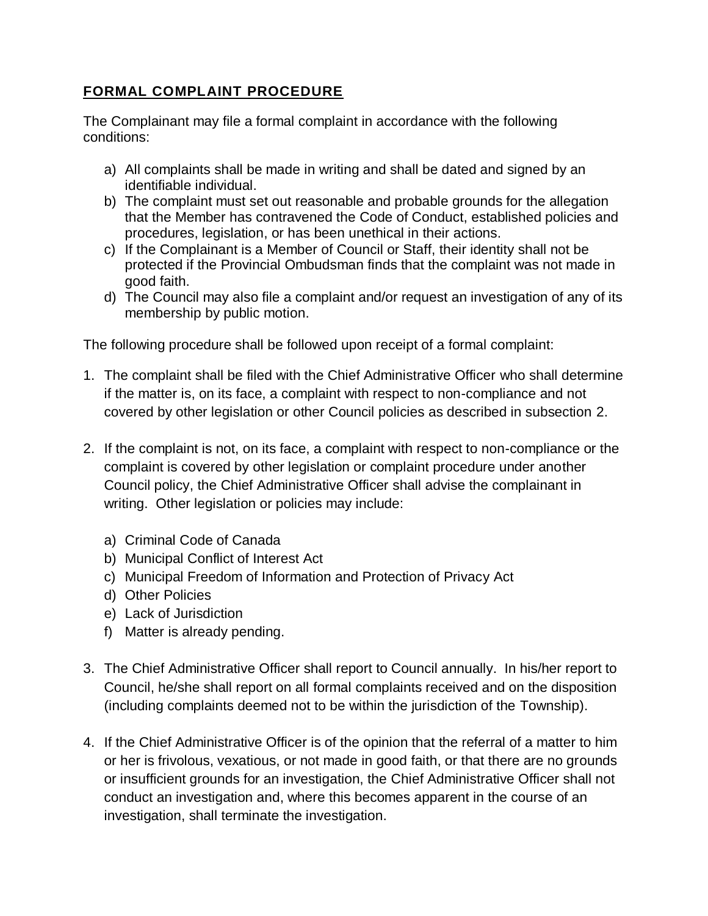## **FORMAL COMPLAINT PROCEDURE**

The Complainant may file a formal complaint in accordance with the following conditions:

a) All complaints shall be made in writing and shall be dated and signed by an identifiable individual.
b) The complaint must set out reasonable and probable grounds for the allegation that the Member has contravened the Code of Conduct, established policies and procedures, legislation, or has been unethical in their actions.
c) If the Complainant is a Member of Council or Staff, their identity shall not be protected if the Provincial Ombudsman finds that the complaint was not made in good faith.
d) The Council may also file a complaint and/or request an investigation of any of its membership by public motion.

The following procedure shall be followed upon receipt of a formal complaint:

1. The complaint shall be filed with the Chief Administrative Officer who shall determine if the matter is, on its face, a complaint with respect to non-compliance and not covered by other legislation or other Council policies as described in subsection 2.

2. If the complaint is not, on its face, a complaint with respect to non-compliance or the complaint is covered by other legislation or complaint procedure under another Council policy, the Chief Administrative Officer shall advise the complainant in writing. Other legislation or policies may include:

    a) Criminal Code of Canada
    b) Municipal Conflict of Interest Act
    c) Municipal Freedom of Information and Protection of Privacy Act
    d) Other Policies
    e) Lack of Jurisdiction
    f) Matter is already pending.

3. The Chief Administrative Officer shall report to Council annually. In his/her report to Council, he/she shall report on all formal complaints received and on the disposition (including complaints deemed not to be within the jurisdiction of the Township).

4. If the Chief Administrative Officer is of the opinion that the referral of a matter to him or her is frivolous, vexatious, or not made in good faith, or that there are no grounds or insufficient grounds for an investigation, the Chief Administrative Officer shall not conduct an investigation and, where this becomes apparent in the course of an investigation, shall terminate the investigation.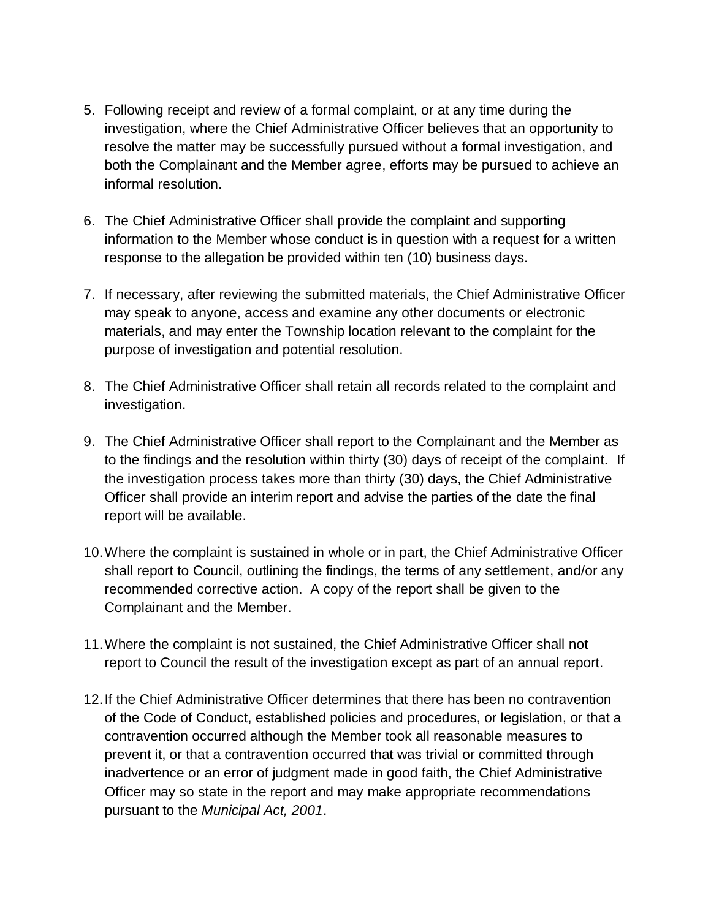5. Following receipt and review of a formal complaint, or at any time during the investigation, where the Chief Administrative Officer believes that an opportunity to resolve the matter may be successfully pursued without a formal investigation, and both the Complainant and the Member agree, efforts may be pursued to achieve an informal resolution.

6. The Chief Administrative Officer shall provide the complaint and supporting information to the Member whose conduct is in question with a request for a written response to the allegation be provided within ten (10) business days.

7. If necessary, after reviewing the submitted materials, the Chief Administrative Officer may speak to anyone, access and examine any other documents or electronic materials, and may enter the Township location relevant to the complaint for the purpose of investigation and potential resolution.

8. The Chief Administrative Officer shall retain all records related to the complaint and investigation.

9. The Chief Administrative Officer shall report to the Complainant and the Member as to the findings and the resolution within thirty (30) days of receipt of the complaint. If the investigation process takes more than thirty (30) days, the Chief Administrative Officer shall provide an interim report and advise the parties of the date the final report will be available.

10. Where the complaint is sustained in whole or in part, the Chief Administrative Officer shall report to Council, outlining the findings, the terms of any settlement, and/or any recommended corrective action. A copy of the report shall be given to the Complainant and the Member.

11. Where the complaint is not sustained, the Chief Administrative Officer shall not report to Council the result of the investigation except as part of an annual report.

12. If the Chief Administrative Officer determines that there has been no contravention of the Code of Conduct, established policies and procedures, or legislation, or that a contravention occurred although the Member took all reasonable measures to prevent it, or that a contravention occurred that was trivial or committed through inadvertence or an error of judgment made in good faith, the Chief Administrative Officer may so state in the report and may make appropriate recommendations pursuant to the *Municipal Act, 2001*.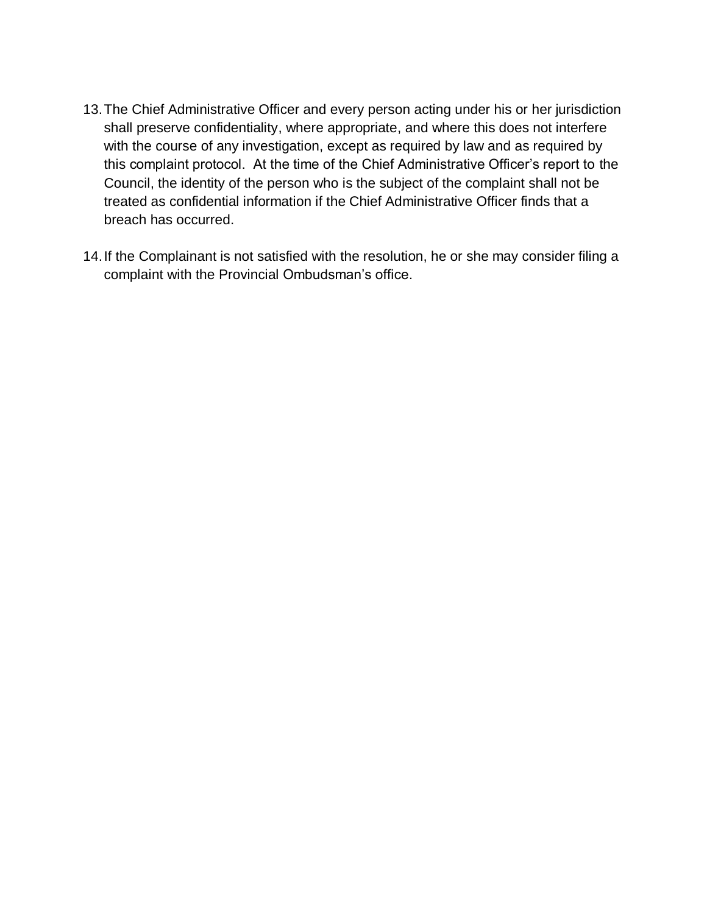13. The Chief Administrative Officer and every person acting under his or her jurisdiction shall preserve confidentiality, where appropriate, and where this does not interfere with the course of any investigation, except as required by law and as required by this complaint protocol. At the time of the Chief Administrative Officer's report to the Council, the identity of the person who is the subject of the complaint shall not be treated as confidential information if the Chief Administrative Officer finds that a breach has occurred.

14. If the Complainant is not satisfied with the resolution, he or she may consider filing a complaint with the Provincial Ombudsman's office.